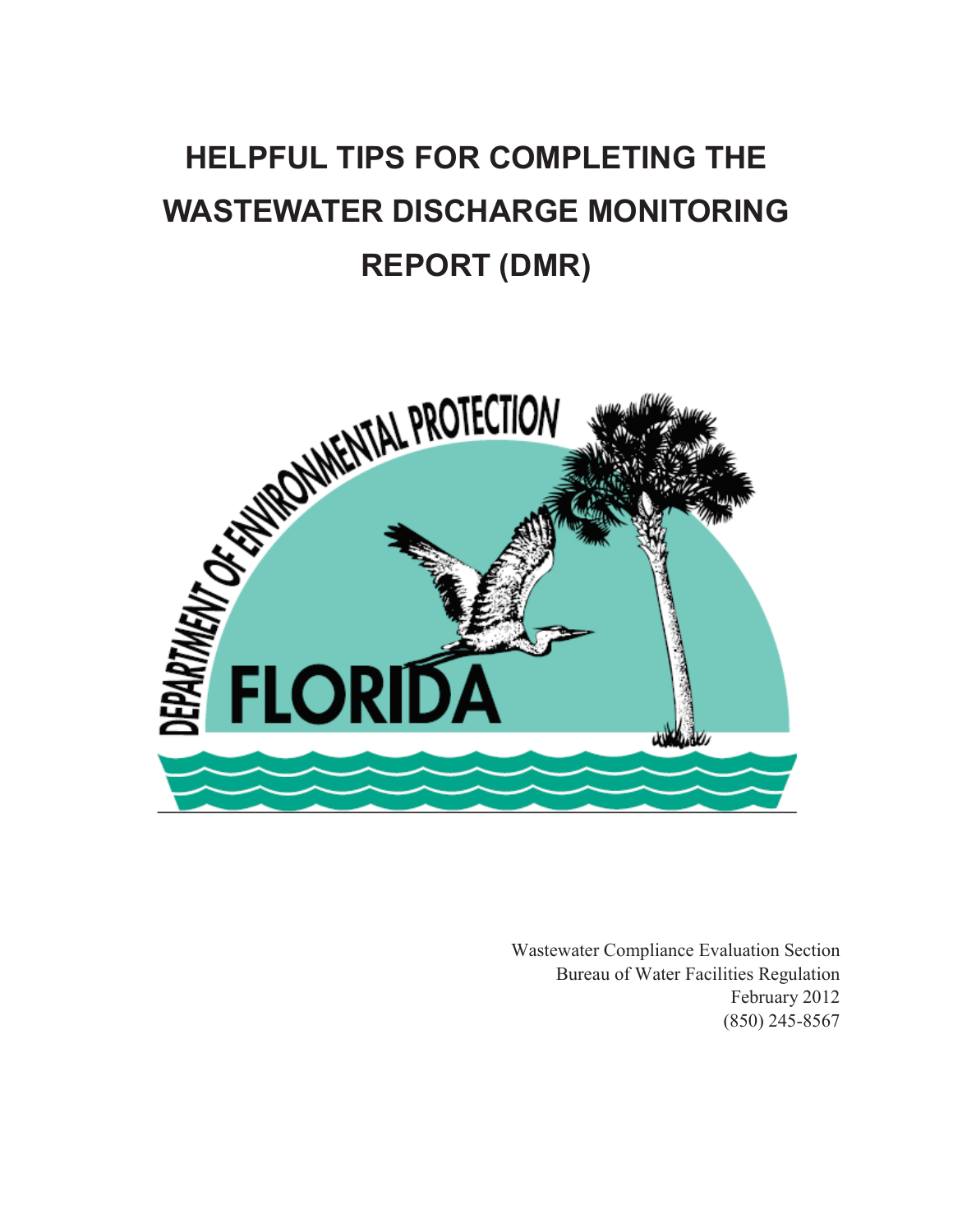# HELPFUL TIPS FOR COMPLETING THE WASTEWATER DISCHARGE MONITORING REPORT (DMR)

Wastewater Compliance Evaluation Section
Bureau of Water Facilities Regulation
February 2012
(850) 245-8567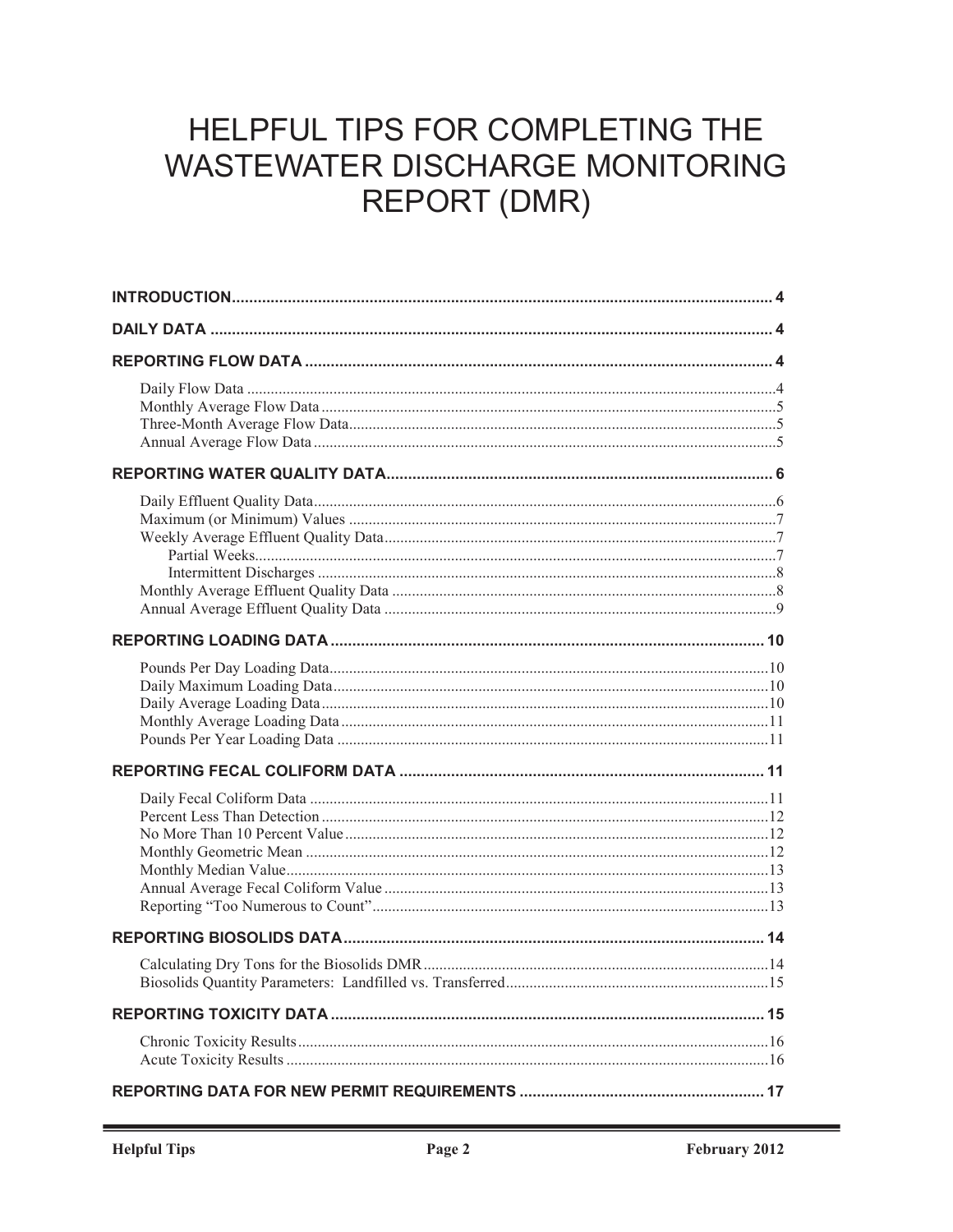# HELPFUL TIPS FOR COMPLETING THE WASTEWATER DISCHARGE MONITORING REPORT (DMR)

**INTRODUCTION** ........ 4

**DAILY DATA** ........ 4

**REPORTING FLOW DATA** ........ 4

- Daily Flow Data ........ 4
- Monthly Average Flow Data ........ 5
- Three-Month Average Flow Data ........ 5
- Annual Average Flow Data ........ 5

**REPORTING WATER QUALITY DATA** ........ 6

- Daily Effluent Quality Data ........ 6
- Maximum (or Minimum) Values ........ 7
- Weekly Average Effluent Quality Data ........ 7
  - Partial Weeks ........ 7
  - Intermittent Discharges ........ 8
- Monthly Average Effluent Quality Data ........ 8
- Annual Average Effluent Quality Data ........ 9

**REPORTING LOADING DATA** ........ 10

- Pounds Per Day Loading Data ........ 10
- Daily Maximum Loading Data ........ 10
- Daily Average Loading Data ........ 10
- Monthly Average Loading Data ........ 11
- Pounds Per Year Loading Data ........ 11

**REPORTING FECAL COLIFORM DATA** ........ 11

- Daily Fecal Coliform Data ........ 11
- Percent Less Than Detection ........ 12
- No More Than 10 Percent Value ........ 12
- Monthly Geometric Mean ........ 12
- Monthly Median Value ........ 13
- Annual Average Fecal Coliform Value ........ 13
- Reporting "Too Numerous to Count" ........ 13

**REPORTING BIOSOLIDS DATA** ........ 14

- Calculating Dry Tons for the Biosolids DMR ........ 14
- Biosolids Quantity Parameters: Landfilled vs. Transferred ........ 15

**REPORTING TOXICITY DATA** ........ 15

- Chronic Toxicity Results ........ 16
- Acute Toxicity Results ........ 16

**REPORTING DATA FOR NEW PERMIT REQUIREMENTS** ........ 17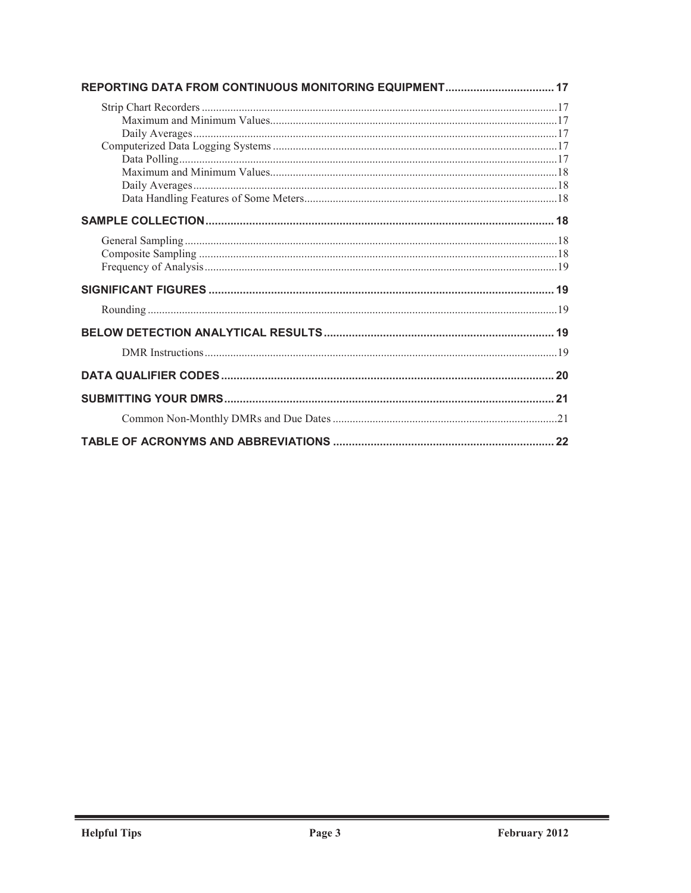**REPORTING DATA FROM CONTINUOUS MONITORING EQUIPMENT .................................. 17**

- Strip Chart Recorders ........................................................................................................ 17
  - Maximum and Minimum Values .................................................................................... 17
  - Daily Averages .............................................................................................................. 17
- Computerized Data Logging Systems ................................................................................. 17
  - Data Polling ................................................................................................................... 17
  - Maximum and Minimum Values .................................................................................... 18
  - Daily Averages .............................................................................................................. 18
  - Data Handling Features of Some Meters ....................................................................... 18

**SAMPLE COLLECTION .............................................................................................. 18**

- General Sampling ............................................................................................................... 18
- Composite Sampling .......................................................................................................... 18
- Frequency of Analysis ........................................................................................................ 19

**SIGNIFICANT FIGURES ............................................................................................. 19**

- Rounding ............................................................................................................................ 19

**BELOW DETECTION ANALYTICAL RESULTS ......................................................... 19**

- DMR Instructions ........................................................................................................... 19

**DATA QUALIFIER CODES ......................................................................................... 20**

**SUBMITTING YOUR DMRS ........................................................................................ 21**

- Common Non-Monthly DMRs and Due Dates .............................................................. 21

**TABLE OF ACRONYMS AND ABBREVIATIONS ...................................................... 22**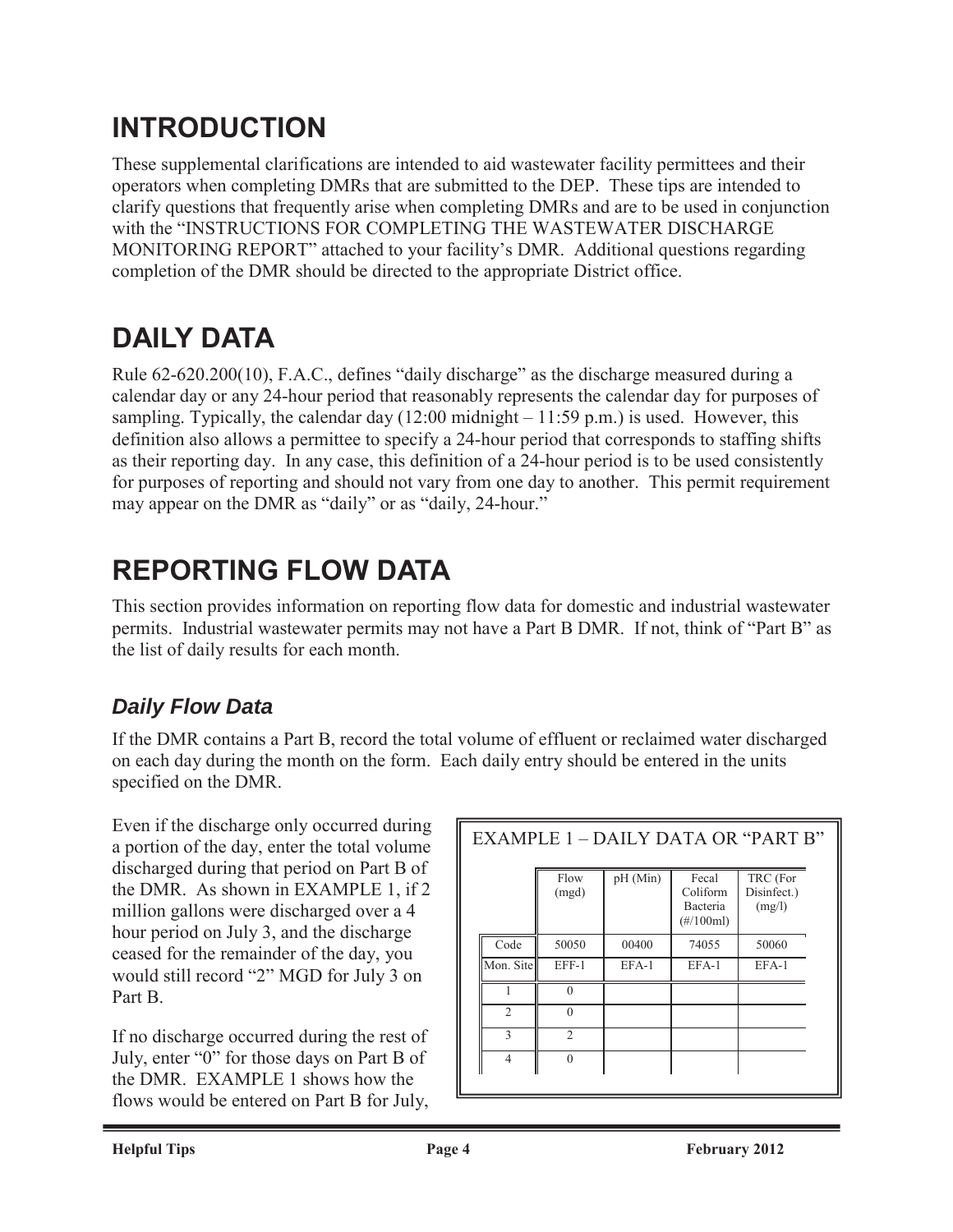# INTRODUCTION

These supplemental clarifications are intended to aid wastewater facility permittees and their operators when completing DMRs that are submitted to the DEP. These tips are intended to clarify questions that frequently arise when completing DMRs and are to be used in conjunction with the "INSTRUCTIONS FOR COMPLETING THE WASTEWATER DISCHARGE MONITORING REPORT" attached to your facility's DMR. Additional questions regarding completion of the DMR should be directed to the appropriate District office.

# DAILY DATA

Rule 62-620.200(10), F.A.C., defines "daily discharge" as the discharge measured during a calendar day or any 24-hour period that reasonably represents the calendar day for purposes of sampling. Typically, the calendar day (12:00 midnight – 11:59 p.m.) is used. However, this definition also allows a permittee to specify a 24-hour period that corresponds to staffing shifts as their reporting day. In any case, this definition of a 24-hour period is to be used consistently for purposes of reporting and should not vary from one day to another. This permit requirement may appear on the DMR as "daily" or as "daily, 24-hour."

# REPORTING FLOW DATA

This section provides information on reporting flow data for domestic and industrial wastewater permits. Industrial wastewater permits may not have a Part B DMR. If not, think of "Part B" as the list of daily results for each month.

## *Daily Flow Data*

If the DMR contains a Part B, record the total volume of effluent or reclaimed water discharged on each day during the month on the form. Each daily entry should be entered in the units specified on the DMR.

Even if the discharge only occurred during a portion of the day, enter the total volume discharged during that period on Part B of the DMR. As shown in EXAMPLE 1, if 2 million gallons were discharged over a 4 hour period on July 3, and the discharge ceased for the remainder of the day, you would still record "2" MGD for July 3 on Part B.

EXAMPLE 1 – DAILY DATA OR "PART B"

| | Flow (mgd) | pH (Min) | Fecal Coliform Bacteria (#/100ml) | TRC (For Disinfect.) (mg/l) |
|---|---|---|---|---|
| Code | 50050 | 00400 | 74055 | 50060 |
| Mon. Site | EFF-1 | EFA-1 | EFA-1 | EFA-1 |
| 1 | 0 | | | |
| 2 | 0 | | | |
| 3 | 2 | | | |
| 4 | 0 | | | |

If no discharge occurred during the rest of July, enter "0" for those days on Part B of the DMR. EXAMPLE 1 shows how the flows would be entered on Part B for July,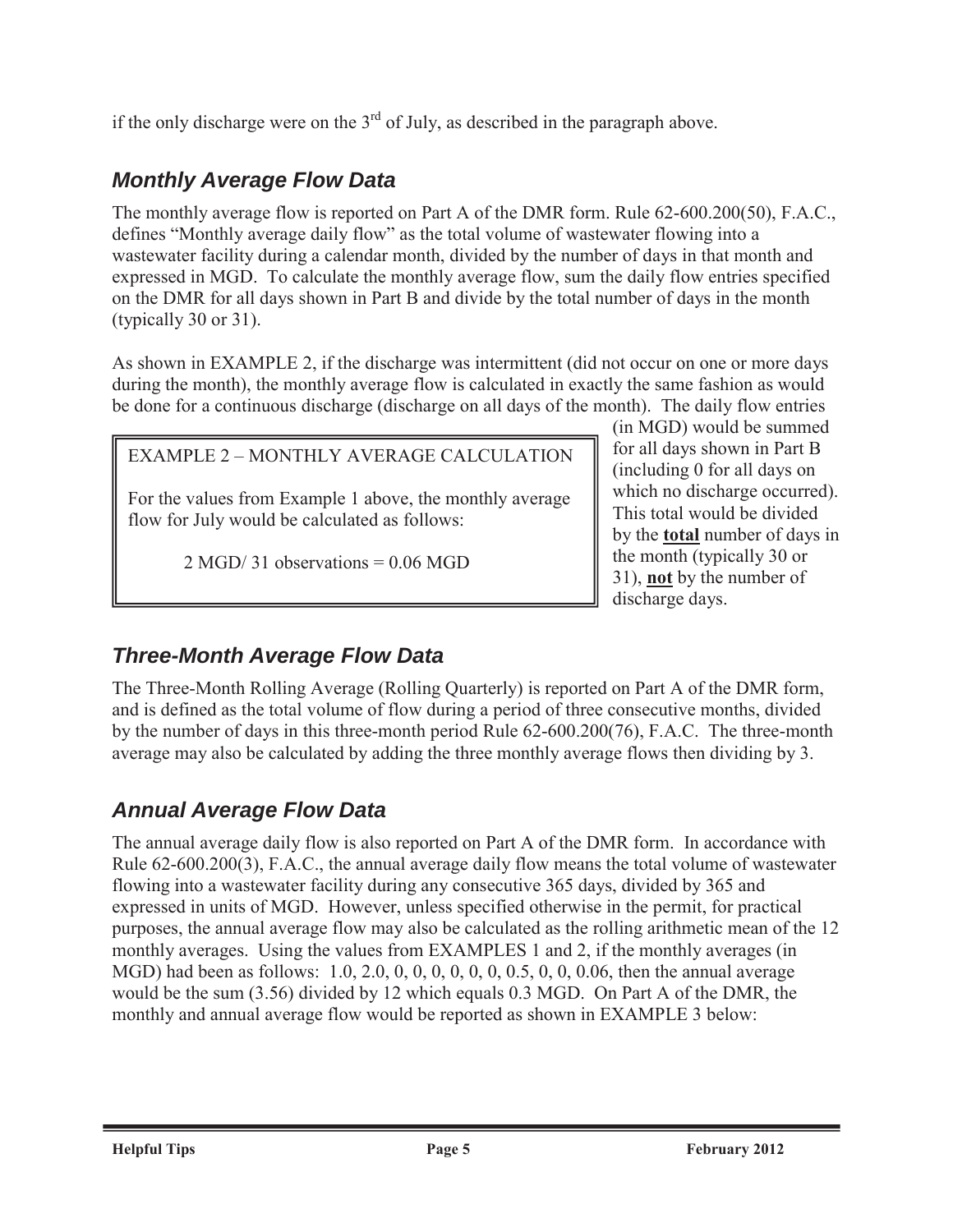if the only discharge were on the 3rd of July, as described in the paragraph above.

### *Monthly Average Flow Data*

The monthly average flow is reported on Part A of the DMR form. Rule 62-600.200(50), F.A.C., defines "Monthly average daily flow" as the total volume of wastewater flowing into a wastewater facility during a calendar month, divided by the number of days in that month and expressed in MGD. To calculate the monthly average flow, sum the daily flow entries specified on the DMR for all days shown in Part B and divide by the total number of days in the month (typically 30 or 31).

As shown in EXAMPLE 2, if the discharge was intermittent (did not occur on one or more days during the month), the monthly average flow is calculated in exactly the same fashion as would be done for a continuous discharge (discharge on all days of the month). The daily flow entries (in MGD) would be summed for all days shown in Part B (including 0 for all days on which no discharge occurred). This total would be divided by the **total** number of days in the month (typically 30 or 31), **not** by the number of discharge days.

> EXAMPLE 2 – MONTHLY AVERAGE CALCULATION
>
> For the values from Example 1 above, the monthly average flow for July would be calculated as follows:
>
> 2 MGD/ 31 observations = 0.06 MGD

### *Three-Month Average Flow Data*

The Three-Month Rolling Average (Rolling Quarterly) is reported on Part A of the DMR form, and is defined as the total volume of flow during a period of three consecutive months, divided by the number of days in this three-month period Rule 62-600.200(76), F.A.C. The three-month average may also be calculated by adding the three monthly average flows then dividing by 3.

### *Annual Average Flow Data*

The annual average daily flow is also reported on Part A of the DMR form. In accordance with Rule 62-600.200(3), F.A.C., the annual average daily flow means the total volume of wastewater flowing into a wastewater facility during any consecutive 365 days, divided by 365 and expressed in units of MGD. However, unless specified otherwise in the permit, for practical purposes, the annual average flow may also be calculated as the rolling arithmetic mean of the 12 monthly averages. Using the values from EXAMPLES 1 and 2, if the monthly averages (in MGD) had been as follows: 1.0, 2.0, 0, 0, 0, 0, 0, 0, 0.5, 0, 0, 0.06, then the annual average would be the sum (3.56) divided by 12 which equals 0.3 MGD. On Part A of the DMR, the monthly and annual average flow would be reported as shown in EXAMPLE 3 below: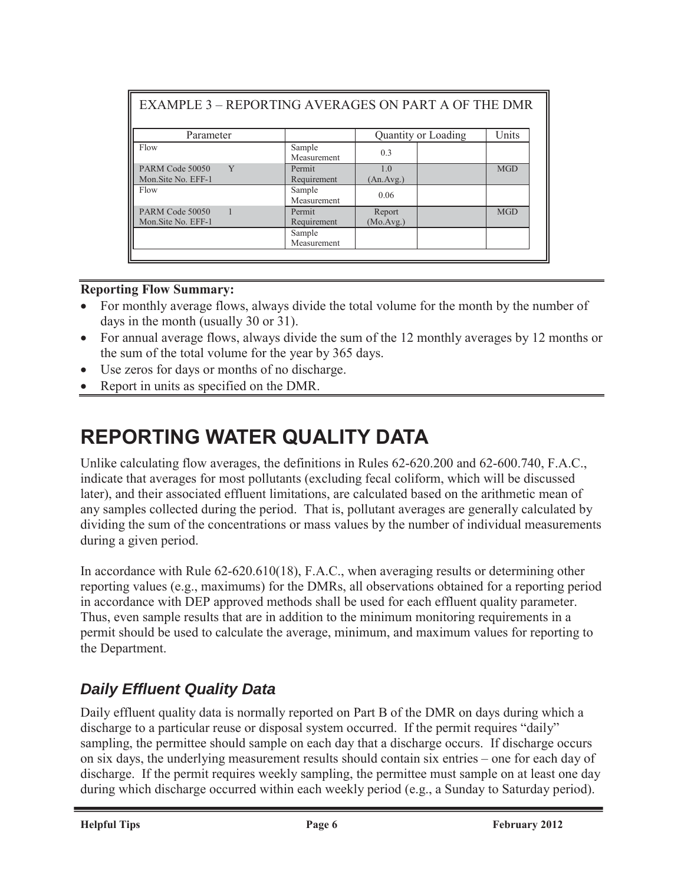EXAMPLE 3 – REPORTING AVERAGES ON PART A OF THE DMR

| Parameter | | Quantity or Loading | | Units |
|---|---|---|---|---|
| Flow | Sample Measurement | 0.3 | | |
| PARM Code 50050 Y Mon.Site No. EFF-1 | Permit Requirement | 1.0 (An.Avg.) | | MGD |
| Flow | Sample Measurement | 0.06 | | |
| PARM Code 50050 1 Mon.Site No. EFF-1 | Permit Requirement | Report (Mo.Avg.) | | MGD |
| | Sample Measurement | | | |

**Reporting Flow Summary:**

- For monthly average flows, always divide the total volume for the month by the number of days in the month (usually 30 or 31).
- For annual average flows, always divide the sum of the 12 monthly averages by 12 months or the sum of the total volume for the year by 365 days.
- Use zeros for days or months of no discharge.
- Report in units as specified on the DMR.

# REPORTING WATER QUALITY DATA

Unlike calculating flow averages, the definitions in Rules 62-620.200 and 62-600.740, F.A.C., indicate that averages for most pollutants (excluding fecal coliform, which will be discussed later), and their associated effluent limitations, are calculated based on the arithmetic mean of any samples collected during the period. That is, pollutant averages are generally calculated by dividing the sum of the concentrations or mass values by the number of individual measurements during a given period.

In accordance with Rule 62-620.610(18), F.A.C., when averaging results or determining other reporting values (e.g., maximums) for the DMRs, all observations obtained for a reporting period in accordance with DEP approved methods shall be used for each effluent quality parameter. Thus, even sample results that are in addition to the minimum monitoring requirements in a permit should be used to calculate the average, minimum, and maximum values for reporting to the Department.

## *Daily Effluent Quality Data*

Daily effluent quality data is normally reported on Part B of the DMR on days during which a discharge to a particular reuse or disposal system occurred. If the permit requires "daily" sampling, the permittee should sample on each day that a discharge occurs. If discharge occurs on six days, the underlying measurement results should contain six entries – one for each day of discharge. If the permit requires weekly sampling, the permittee must sample on at least one day during which discharge occurred within each weekly period (e.g., a Sunday to Saturday period).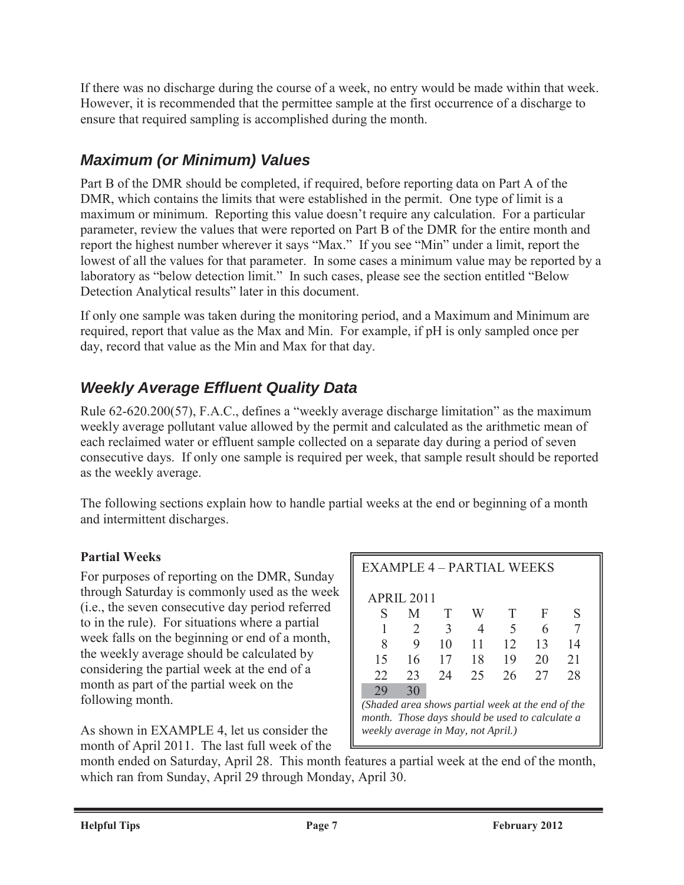If there was no discharge during the course of a week, no entry would be made within that week. However, it is recommended that the permittee sample at the first occurrence of a discharge to ensure that required sampling is accomplished during the month.

## *Maximum (or Minimum) Values*

Part B of the DMR should be completed, if required, before reporting data on Part A of the DMR, which contains the limits that were established in the permit. One type of limit is a maximum or minimum. Reporting this value doesn't require any calculation. For a particular parameter, review the values that were reported on Part B of the DMR for the entire month and report the highest number wherever it says "Max." If you see "Min" under a limit, report the lowest of all the values for that parameter. In some cases a minimum value may be reported by a laboratory as "below detection limit." In such cases, please see the section entitled "Below Detection Analytical results" later in this document.

If only one sample was taken during the monitoring period, and a Maximum and Minimum are required, report that value as the Max and Min. For example, if pH is only sampled once per day, record that value as the Min and Max for that day.

## *Weekly Average Effluent Quality Data*

Rule 62-620.200(57), F.A.C., defines a "weekly average discharge limitation" as the maximum weekly average pollutant value allowed by the permit and calculated as the arithmetic mean of each reclaimed water or effluent sample collected on a separate day during a period of seven consecutive days. If only one sample is required per week, that sample result should be reported as the weekly average.

The following sections explain how to handle partial weeks at the end or beginning of a month and intermittent discharges.

**Partial Weeks**

For purposes of reporting on the DMR, Sunday through Saturday is commonly used as the week (i.e., the seven consecutive day period referred to in the rule). For situations where a partial week falls on the beginning or end of a month, the weekly average should be calculated by considering the partial week at the end of a month as part of the partial week on the following month.

EXAMPLE 4 – PARTIAL WEEKS

APRIL 2011

| S | M | T | W | T | F | S |
|---|---|---|---|---|---|---|
| 1 | 2 | 3 | 4 | 5 | 6 | 7 |
| 8 | 9 | 10 | 11 | 12 | 13 | 14 |
| 15 | 16 | 17 | 18 | 19 | 20 | 21 |
| 22 | 23 | 24 | 25 | 26 | 27 | 28 |
| 29 | 30 | | | | | |

*(Shaded area shows partial week at the end of the month. Those days should be used to calculate a weekly average in May, not April.)*

As shown in EXAMPLE 4, let us consider the month of April 2011. The last full week of the month ended on Saturday, April 28. This month features a partial week at the end of the month, which ran from Sunday, April 29 through Monday, April 30.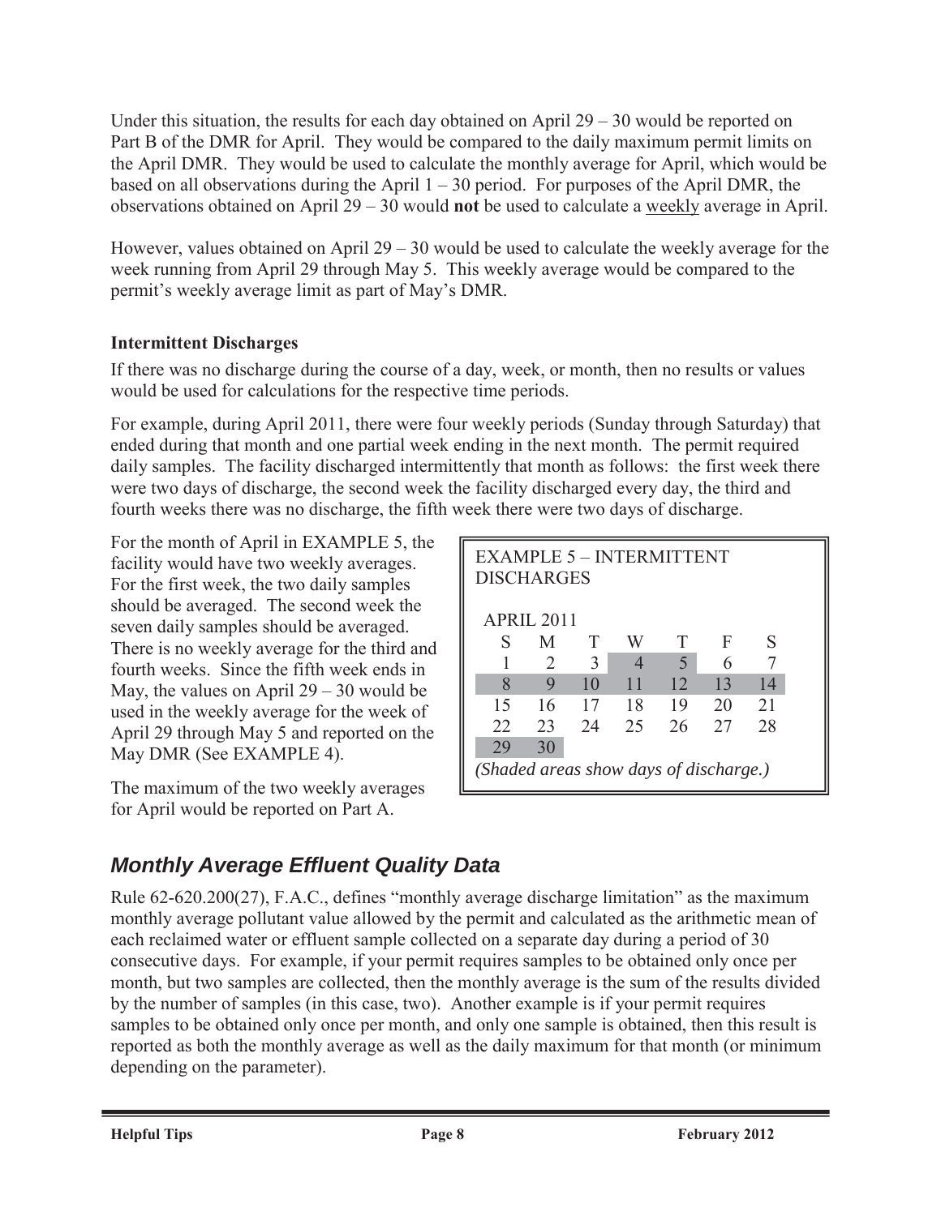Under this situation, the results for each day obtained on April 29 – 30 would be reported on Part B of the DMR for April. They would be compared to the daily maximum permit limits on the April DMR. They would be used to calculate the monthly average for April, which would be based on all observations during the April 1 – 30 period. For purposes of the April DMR, the observations obtained on April 29 – 30 would **not** be used to calculate a weekly average in April.

However, values obtained on April 29 – 30 would be used to calculate the weekly average for the week running from April 29 through May 5. This weekly average would be compared to the permit's weekly average limit as part of May's DMR.

### Intermittent Discharges

If there was no discharge during the course of a day, week, or month, then no results or values would be used for calculations for the respective time periods.

For example, during April 2011, there were four weekly periods (Sunday through Saturday) that ended during that month and one partial week ending in the next month. The permit required daily samples. The facility discharged intermittently that month as follows: the first week there were two days of discharge, the second week the facility discharged every day, the third and fourth weeks there was no discharge, the fifth week there were two days of discharge.

For the month of April in EXAMPLE 5, the facility would have two weekly averages. For the first week, the two daily samples should be averaged. The second week the seven daily samples should be averaged. There is no weekly average for the third and fourth weeks. Since the fifth week ends in May, the values on April 29 – 30 would be used in the weekly average for the week of April 29 through May 5 and reported on the May DMR (See EXAMPLE 4).

The maximum of the two weekly averages for April would be reported on Part A.

EXAMPLE 5 – INTERMITTENT DISCHARGES

APRIL 2011

| S | M | T | W | T | F | S |
|---|---|---|---|---|---|---|
| 1 | 2 | 3 | 4 | 5 | 6 | 7 |
| 8 | 9 | 10 | 11 | 12 | 13 | 14 |
| 15 | 16 | 17 | 18 | 19 | 20 | 21 |
| 22 | 23 | 24 | 25 | 26 | 27 | 28 |
| 29 | 30 | | | | | |

*(Shaded areas show days of discharge.)*

## *Monthly Average Effluent Quality Data*

Rule 62-620.200(27), F.A.C., defines "monthly average discharge limitation" as the maximum monthly average pollutant value allowed by the permit and calculated as the arithmetic mean of each reclaimed water or effluent sample collected on a separate day during a period of 30 consecutive days. For example, if your permit requires samples to be obtained only once per month, but two samples are collected, then the monthly average is the sum of the results divided by the number of samples (in this case, two). Another example is if your permit requires samples to be obtained only once per month, and only one sample is obtained, then this result is reported as both the monthly average as well as the daily maximum for that month (or minimum depending on the parameter).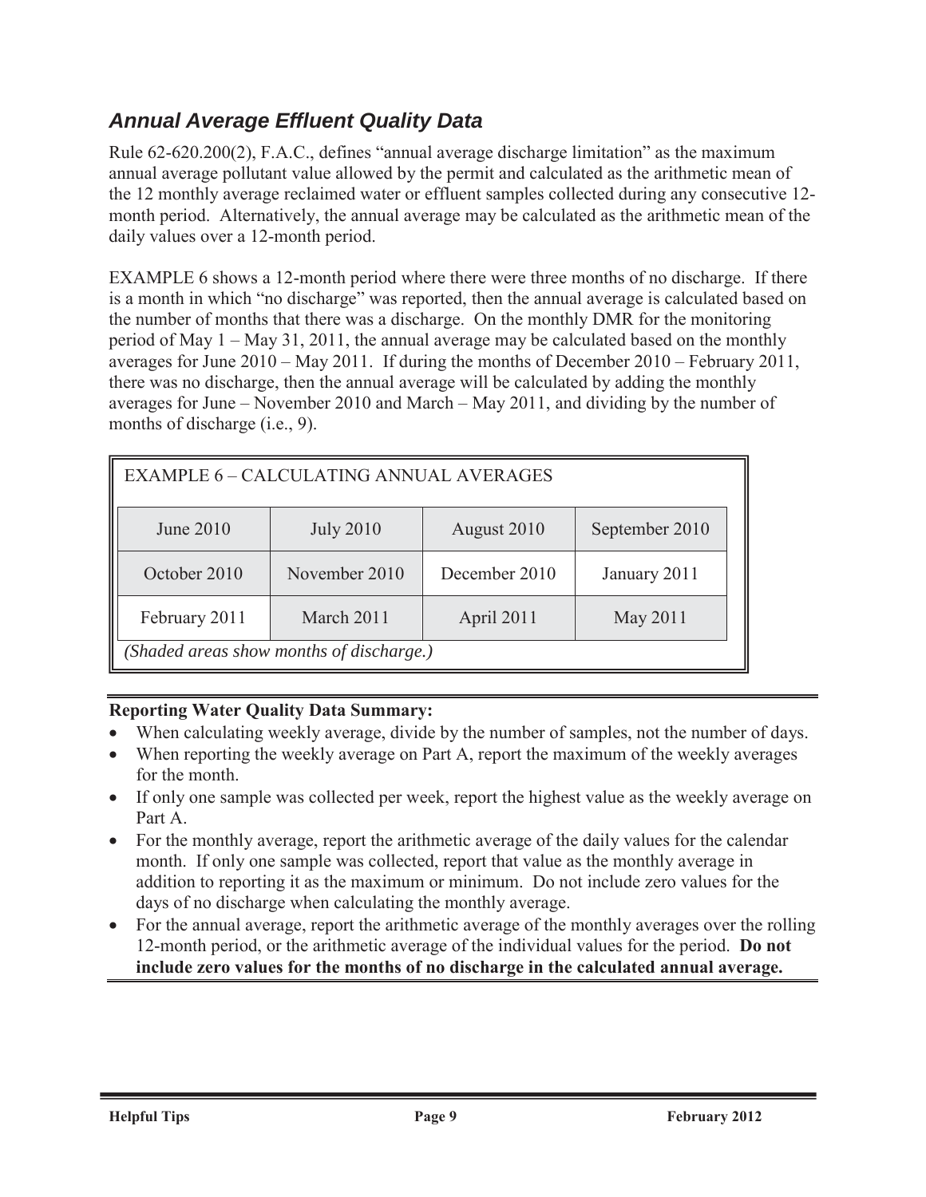## *Annual Average Effluent Quality Data*

Rule 62-620.200(2), F.A.C., defines "annual average discharge limitation" as the maximum annual average pollutant value allowed by the permit and calculated as the arithmetic mean of the 12 monthly average reclaimed water or effluent samples collected during any consecutive 12-month period. Alternatively, the annual average may be calculated as the arithmetic mean of the daily values over a 12-month period.

EXAMPLE 6 shows a 12-month period where there were three months of no discharge. If there is a month in which "no discharge" was reported, then the annual average is calculated based on the number of months that there was a discharge. On the monthly DMR for the monitoring period of May 1 – May 31, 2011, the annual average may be calculated based on the monthly averages for June 2010 – May 2011. If during the months of December 2010 – February 2011, there was no discharge, then the annual average will be calculated by adding the monthly averages for June – November 2010 and March – May 2011, and dividing by the number of months of discharge (i.e., 9).

**EXAMPLE 6 – CALCULATING ANNUAL AVERAGES**

| | | | |
|---|---|---|---|
| June 2010 | July 2010 | August 2010 | September 2010 |
| October 2010 | November 2010 | December 2010 | January 2011 |
| February 2011 | March 2011 | April 2011 | May 2011 |

*(Shaded areas show months of discharge.)*

**Reporting Water Quality Data Summary:**

- When calculating weekly average, divide by the number of samples, not the number of days.
- When reporting the weekly average on Part A, report the maximum of the weekly averages for the month.
- If only one sample was collected per week, report the highest value as the weekly average on Part A.
- For the monthly average, report the arithmetic average of the daily values for the calendar month. If only one sample was collected, report that value as the monthly average in addition to reporting it as the maximum or minimum. Do not include zero values for the days of no discharge when calculating the monthly average.
- For the annual average, report the arithmetic average of the monthly averages over the rolling 12-month period, or the arithmetic average of the individual values for the period. **Do not include zero values for the months of no discharge in the calculated annual average.**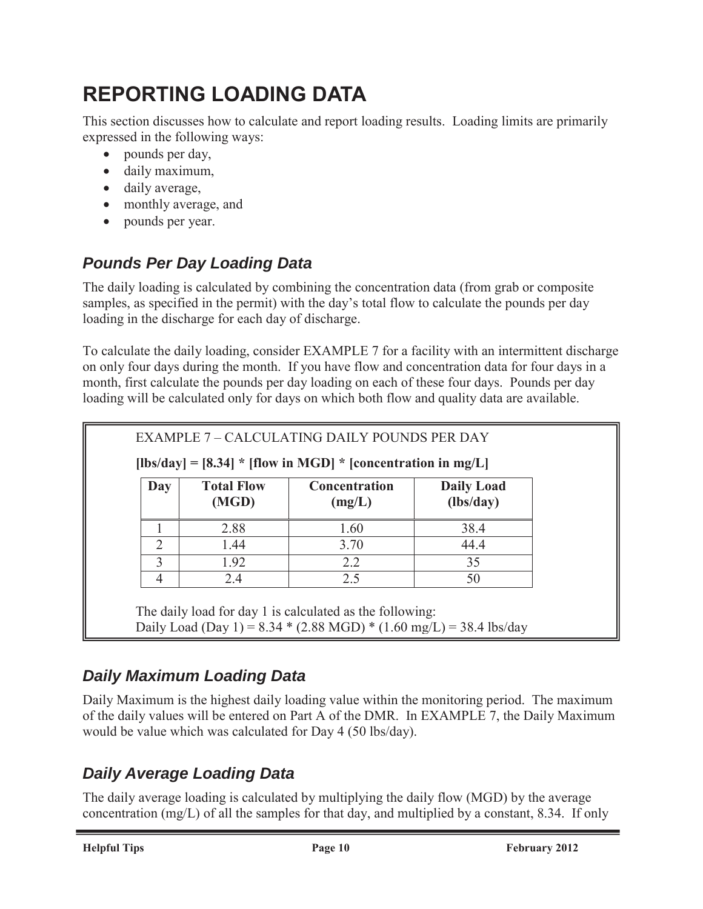# REPORTING LOADING DATA

This section discusses how to calculate and report loading results. Loading limits are primarily expressed in the following ways:

- pounds per day,
- daily maximum,
- daily average,
- monthly average, and
- pounds per year.

## *Pounds Per Day Loading Data*

The daily loading is calculated by combining the concentration data (from grab or composite samples, as specified in the permit) with the day's total flow to calculate the pounds per day loading in the discharge for each day of discharge.

To calculate the daily loading, consider EXAMPLE 7 for a facility with an intermittent discharge on only four days during the month. If you have flow and concentration data for four days in a month, first calculate the pounds per day loading on each of these four days. Pounds per day loading will be calculated only for days on which both flow and quality data are available.

EXAMPLE 7 – CALCULATING DAILY POUNDS PER DAY

**[lbs/day] = [8.34] * [flow in MGD] * [concentration in mg/L]**

| Day | Total Flow (MGD) | Concentration (mg/L) | Daily Load (lbs/day) |
|---|---|---|---|
| 1 | 2.88 | 1.60 | 38.4 |
| 2 | 1.44 | 3.70 | 44.4 |
| 3 | 1.92 | 2.2 | 35 |
| 4 | 2.4 | 2.5 | 50 |

The daily load for day 1 is calculated as the following:
Daily Load (Day 1) = 8.34 * (2.88 MGD) * (1.60 mg/L) = 38.4 lbs/day

## *Daily Maximum Loading Data*

Daily Maximum is the highest daily loading value within the monitoring period. The maximum of the daily values will be entered on Part A of the DMR. In EXAMPLE 7, the Daily Maximum would be value which was calculated for Day 4 (50 lbs/day).

## *Daily Average Loading Data*

The daily average loading is calculated by multiplying the daily flow (MGD) by the average concentration (mg/L) of all the samples for that day, and multiplied by a constant, 8.34. If only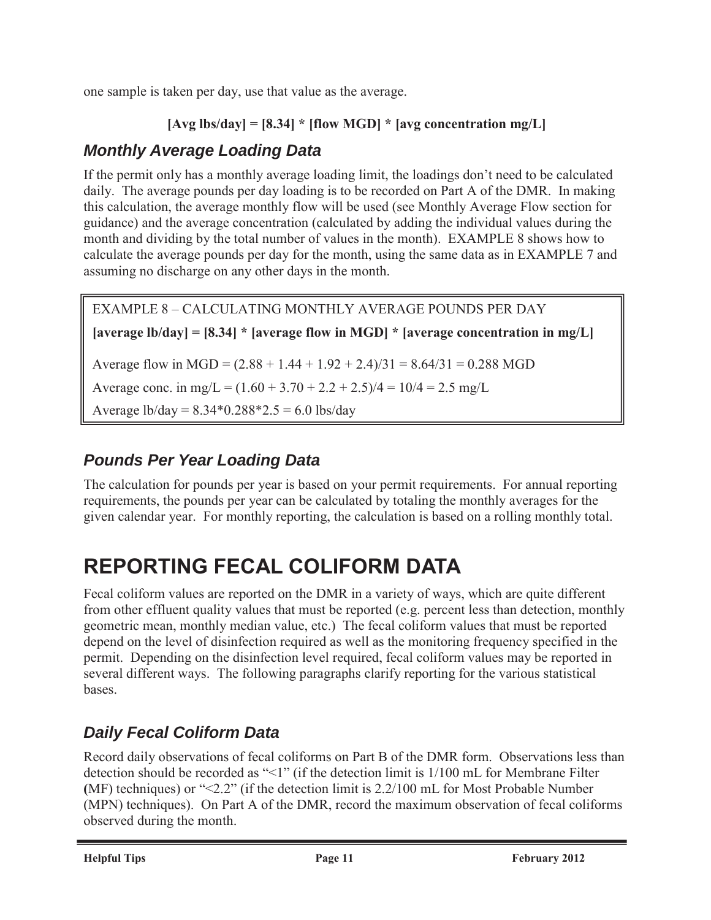one sample is taken per day, use that value as the average.

**[Avg lbs/day] = [8.34] * [flow MGD] * [avg concentration mg/L]**

### *Monthly Average Loading Data*

If the permit only has a monthly average loading limit, the loadings don't need to be calculated daily. The average pounds per day loading is to be recorded on Part A of the DMR. In making this calculation, the average monthly flow will be used (see Monthly Average Flow section for guidance) and the average concentration (calculated by adding the individual values during the month and dividing by the total number of values in the month). EXAMPLE 8 shows how to calculate the average pounds per day for the month, using the same data as in EXAMPLE 7 and assuming no discharge on any other days in the month.

> EXAMPLE 8 – CALCULATING MONTHLY AVERAGE POUNDS PER DAY
>
> **[average lb/day] = [8.34] * [average flow in MGD] * [average concentration in mg/L]**
>
> Average flow in MGD = (2.88 + 1.44 + 1.92 + 2.4)/31 = 8.64/31 = 0.288 MGD
>
> Average conc. in mg/L = (1.60 + 3.70 + 2.2 + 2.5)/4 = 10/4 = 2.5 mg/L
>
> Average lb/day = 8.34*0.288*2.5 = 6.0 lbs/day

### *Pounds Per Year Loading Data*

The calculation for pounds per year is based on your permit requirements. For annual reporting requirements, the pounds per year can be calculated by totaling the monthly averages for the given calendar year. For monthly reporting, the calculation is based on a rolling monthly total.

## REPORTING FECAL COLIFORM DATA

Fecal coliform values are reported on the DMR in a variety of ways, which are quite different from other effluent quality values that must be reported (e.g. percent less than detection, monthly geometric mean, monthly median value, etc.) The fecal coliform values that must be reported depend on the level of disinfection required as well as the monitoring frequency specified in the permit. Depending on the disinfection level required, fecal coliform values may be reported in several different ways. The following paragraphs clarify reporting for the various statistical bases.

### *Daily Fecal Coliform Data*

Record daily observations of fecal coliforms on Part B of the DMR form. Observations less than detection should be recorded as "<1" (if the detection limit is 1/100 mL for Membrane Filter (MF) techniques) or "<2.2" (if the detection limit is 2.2/100 mL for Most Probable Number (MPN) techniques). On Part A of the DMR, record the maximum observation of fecal coliforms observed during the month.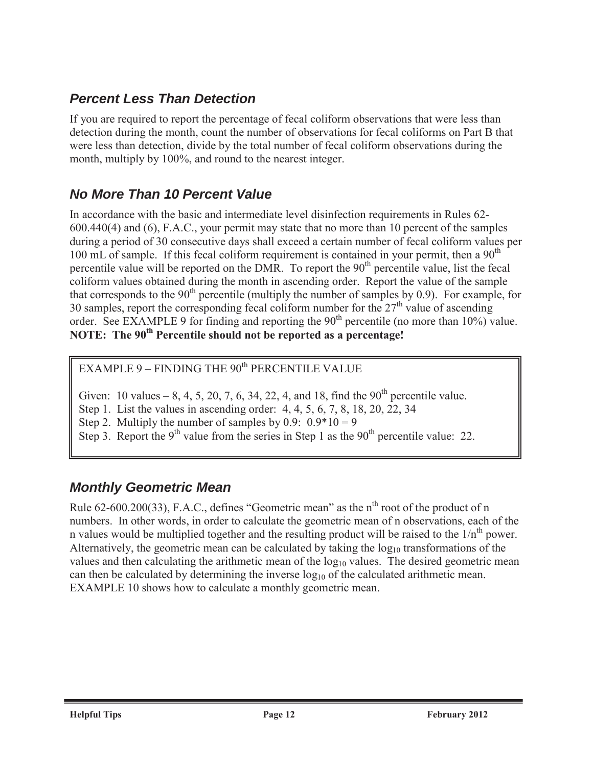## *Percent Less Than Detection*

If you are required to report the percentage of fecal coliform observations that were less than detection during the month, count the number of observations for fecal coliforms on Part B that were less than detection, divide by the total number of fecal coliform observations during the month, multiply by 100%, and round to the nearest integer.

## *No More Than 10 Percent Value*

In accordance with the basic and intermediate level disinfection requirements in Rules 62-600.440(4) and (6), F.A.C., your permit may state that no more than 10 percent of the samples during a period of 30 consecutive days shall exceed a certain number of fecal coliform values per 100 mL of sample. If this fecal coliform requirement is contained in your permit, then a 90$^{th}$ percentile value will be reported on the DMR. To report the 90$^{th}$ percentile value, list the fecal coliform values obtained during the month in ascending order. Report the value of the sample that corresponds to the 90$^{th}$ percentile (multiply the number of samples by 0.9). For example, for 30 samples, report the corresponding fecal coliform number for the 27$^{th}$ value of ascending order. See EXAMPLE 9 for finding and reporting the 90$^{th}$ percentile (no more than 10%) value. **NOTE: The 90$^{th}$ Percentile should not be reported as a percentage!**

> EXAMPLE 9 – FINDING THE 90$^{th}$ PERCENTILE VALUE
>
> Given: 10 values – 8, 4, 5, 20, 7, 6, 34, 22, 4, and 18, find the 90$^{th}$ percentile value.
> Step 1. List the values in ascending order: 4, 4, 5, 6, 7, 8, 18, 20, 22, 34
> Step 2. Multiply the number of samples by 0.9: 0.9*10 = 9
> Step 3. Report the 9$^{th}$ value from the series in Step 1 as the 90$^{th}$ percentile value: 22.

## *Monthly Geometric Mean*

Rule 62-600.200(33), F.A.C., defines "Geometric mean" as the n$^{th}$ root of the product of n numbers. In other words, in order to calculate the geometric mean of n observations, each of the n values would be multiplied together and the resulting product will be raised to the 1/n$^{th}$ power. Alternatively, the geometric mean can be calculated by taking the $\log_{10}$ transformations of the values and then calculating the arithmetic mean of the $\log_{10}$ values. The desired geometric mean can then be calculated by determining the inverse $\log_{10}$ of the calculated arithmetic mean. EXAMPLE 10 shows how to calculate a monthly geometric mean.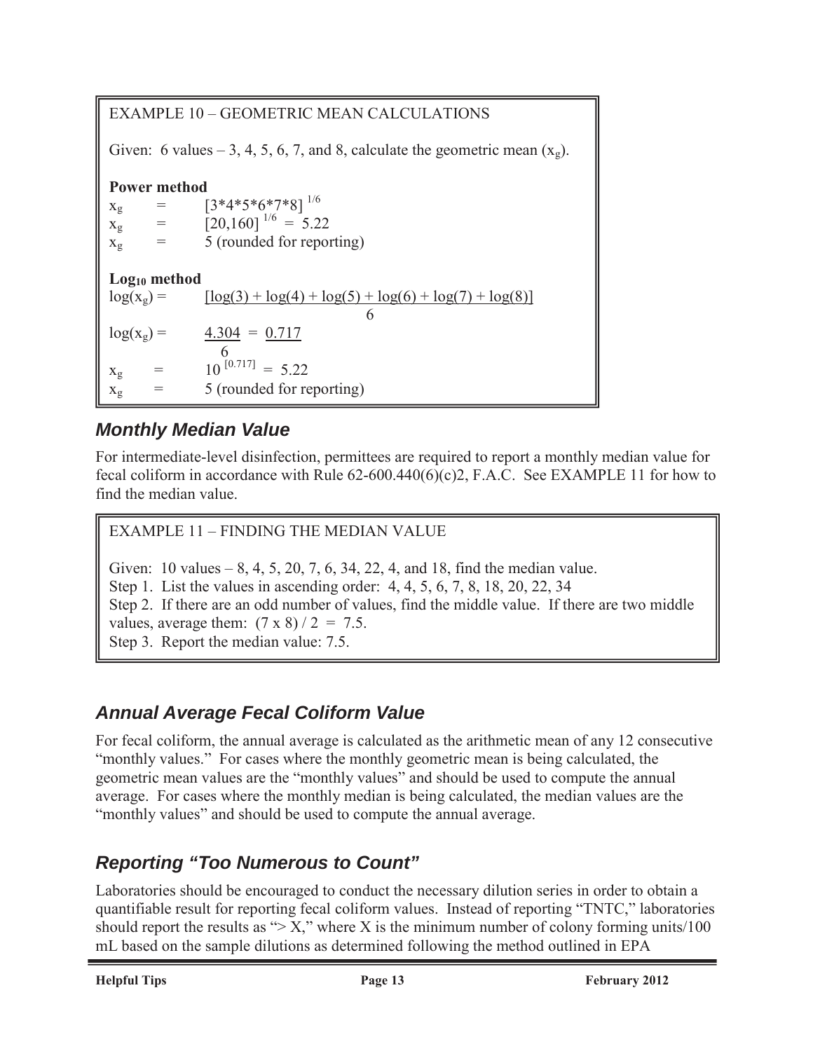EXAMPLE 10 – GEOMETRIC MEAN CALCULATIONS

Given: 6 values – 3, 4, 5, 6, 7, and 8, calculate the geometric mean ($x_g$).

**Power method**

$x_g = [3*4*5*6*7*8]^{1/6}$

$x_g = [20,160]^{1/6} = 5.22$

$x_g$ = 5 (rounded for reporting)

**$\text{Log}_{10}$ method**

$$\log(x_g) = \frac{[\log(3) + \log(4) + \log(5) + \log(6) + \log(7) + \log(8)]}{6}$$

$$\log(x_g) = \frac{4.304}{6} = \underline{0.717}$$

$x_g = 10^{[0.717]} = 5.22$

$x_g$ = 5 (rounded for reporting)

## *Monthly Median Value*

For intermediate-level disinfection, permittees are required to report a monthly median value for fecal coliform in accordance with Rule 62-600.440(6)(c)2, F.A.C. See EXAMPLE 11 for how to find the median value.

EXAMPLE 11 – FINDING THE MEDIAN VALUE

Given: 10 values – 8, 4, 5, 20, 7, 6, 34, 22, 4, and 18, find the median value.
Step 1. List the values in ascending order: 4, 4, 5, 6, 7, 8, 18, 20, 22, 34
Step 2. If there are an odd number of values, find the middle value. If there are two middle values, average them: $(7 \times 8) / 2 = 7.5$.
Step 3. Report the median value: 7.5.

## *Annual Average Fecal Coliform Value*

For fecal coliform, the annual average is calculated as the arithmetic mean of any 12 consecutive "monthly values." For cases where the monthly geometric mean is being calculated, the geometric mean values are the "monthly values" and should be used to compute the annual average. For cases where the monthly median is being calculated, the median values are the "monthly values" and should be used to compute the annual average.

## *Reporting "Too Numerous to Count"*

Laboratories should be encouraged to conduct the necessary dilution series in order to obtain a quantifiable result for reporting fecal coliform values. Instead of reporting "TNTC," laboratories should report the results as "> X," where X is the minimum number of colony forming units/100 mL based on the sample dilutions as determined following the method outlined in EPA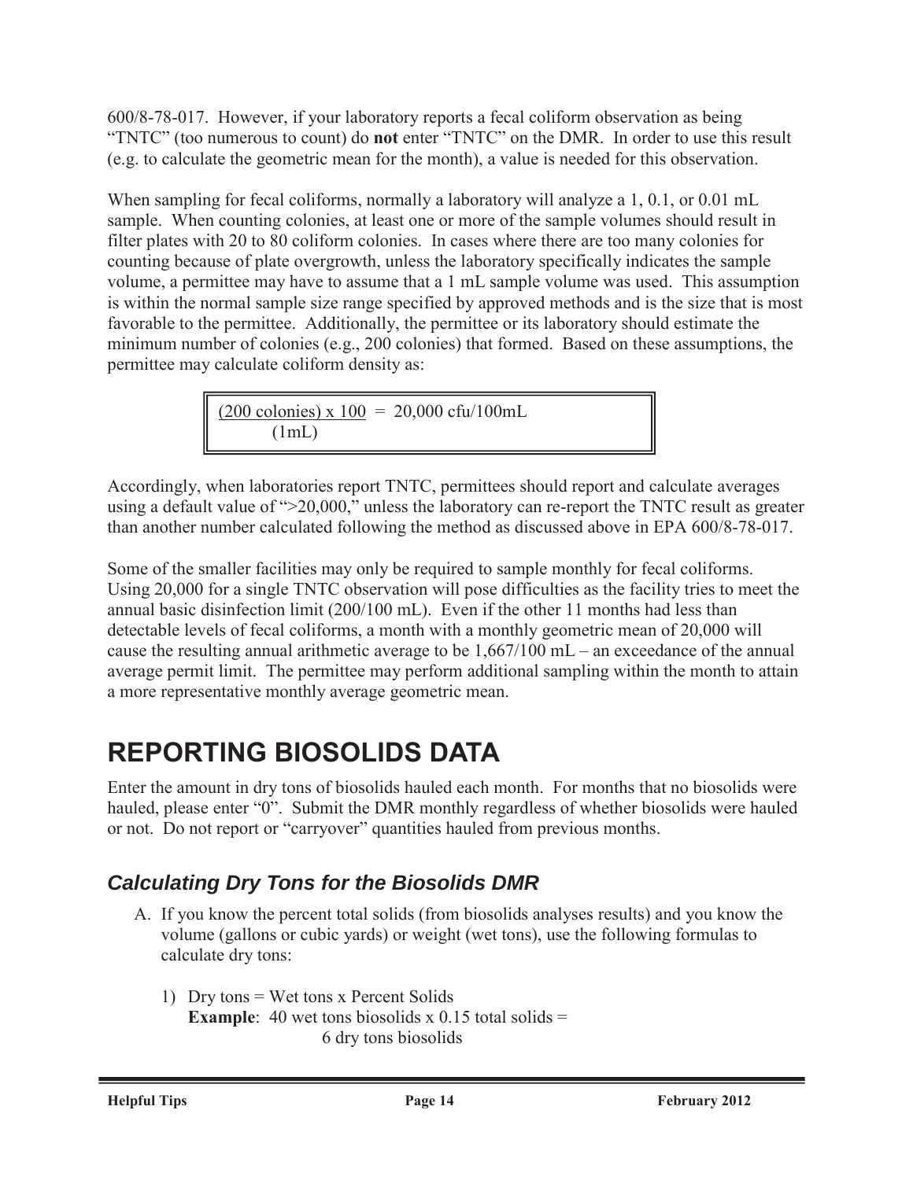600/8-78-017. However, if your laboratory reports a fecal coliform observation as being "TNTC" (too numerous to count) do **not** enter "TNTC" on the DMR. In order to use this result (e.g. to calculate the geometric mean for the month), a value is needed for this observation.

When sampling for fecal coliforms, normally a laboratory will analyze a 1, 0.1, or 0.01 mL sample. When counting colonies, at least one or more of the sample volumes should result in filter plates with 20 to 80 coliform colonies. In cases where there are too many colonies for counting because of plate overgrowth, unless the laboratory specifically indicates the sample volume, a permittee may have to assume that a 1 mL sample volume was used. This assumption is within the normal sample size range specified by approved methods and is the size that is most favorable to the permittee. Additionally, the permittee or its laboratory should estimate the minimum number of colonies (e.g., 200 colonies) that formed. Based on these assumptions, the permittee may calculate coliform density as:

$$\frac{(200 \text{ colonies}) \times 100}{(1\text{mL})} = 20{,}000 \text{ cfu/100mL}$$

Accordingly, when laboratories report TNTC, permittees should report and calculate averages using a default value of ">20,000," unless the laboratory can re-report the TNTC result as greater than another number calculated following the method as discussed above in EPA 600/8-78-017.

Some of the smaller facilities may only be required to sample monthly for fecal coliforms. Using 20,000 for a single TNTC observation will pose difficulties as the facility tries to meet the annual basic disinfection limit (200/100 mL). Even if the other 11 months had less than detectable levels of fecal coliforms, a month with a monthly geometric mean of 20,000 will cause the resulting annual arithmetic average to be 1,667/100 mL – an exceedance of the annual average permit limit. The permittee may perform additional sampling within the month to attain a more representative monthly average geometric mean.

# REPORTING BIOSOLIDS DATA

Enter the amount in dry tons of biosolids hauled each month. For months that no biosolids were hauled, please enter "0". Submit the DMR monthly regardless of whether biosolids were hauled or not. Do not report or "carryover" quantities hauled from previous months.

## *Calculating Dry Tons for the Biosolids DMR*

A. If you know the percent total solids (from biosolids analyses results) and you know the volume (gallons or cubic yards) or weight (wet tons), use the following formulas to calculate dry tons:

   1) Dry tons = Wet tons x Percent Solids
      **Example**: 40 wet tons biosolids x 0.15 total solids =
      6 dry tons biosolids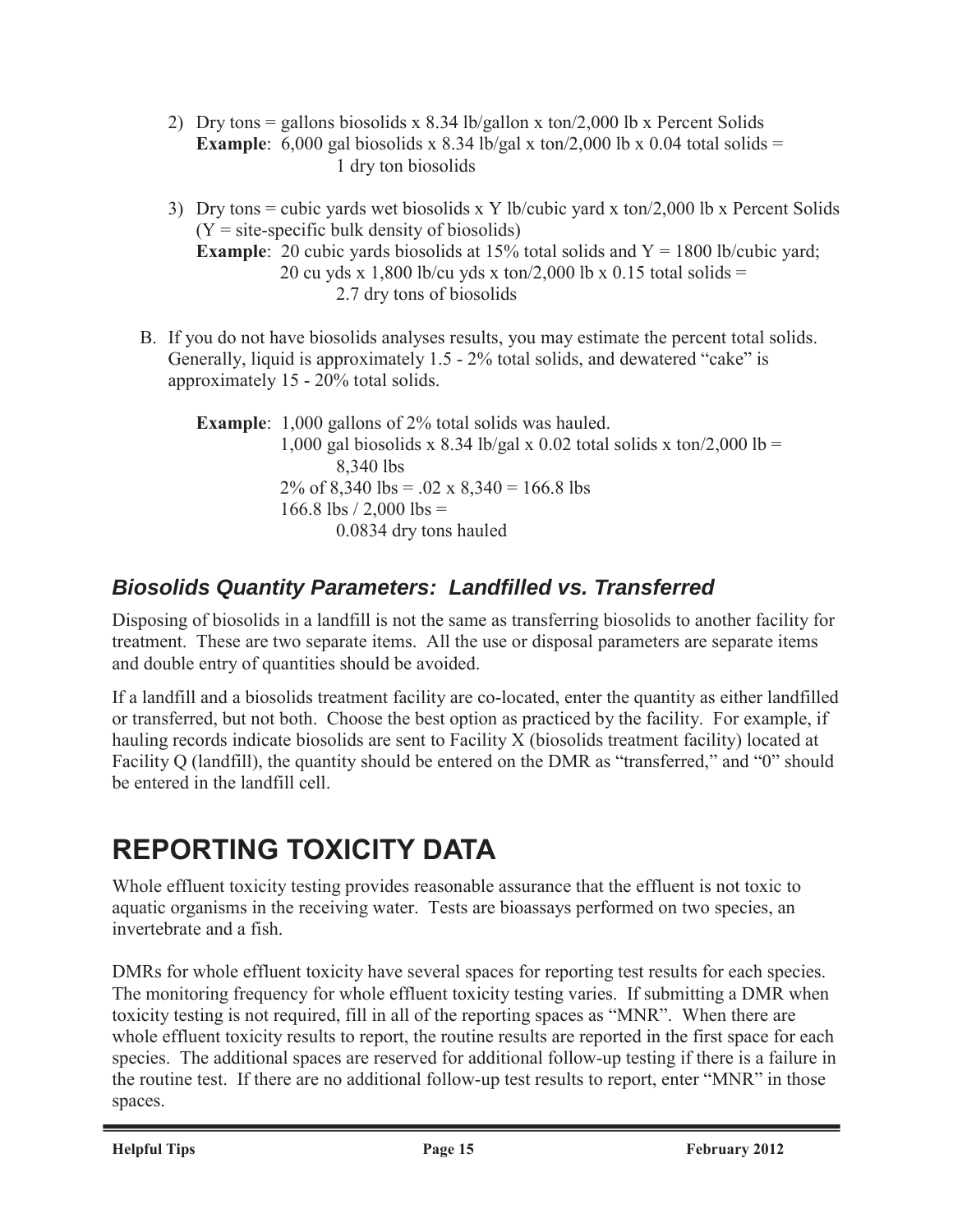2) Dry tons = gallons biosolids x 8.34 lb/gallon x ton/2,000 lb x Percent Solids
   **Example**: 6,000 gal biosolids x 8.34 lb/gal x ton/2,000 lb x 0.04 total solids =
   1 dry ton biosolids

3) Dry tons = cubic yards wet biosolids x Y lb/cubic yard x ton/2,000 lb x Percent Solids (Y = site-specific bulk density of biosolids)
   **Example**: 20 cubic yards biosolids at 15% total solids and Y = 1800 lb/cubic yard;
   20 cu yds x 1,800 lb/cu yds x ton/2,000 lb x 0.15 total solids =
   2.7 dry tons of biosolids

B. If you do not have biosolids analyses results, you may estimate the percent total solids. Generally, liquid is approximately 1.5 - 2% total solids, and dewatered "cake" is approximately 15 - 20% total solids.

   **Example**: 1,000 gallons of 2% total solids was hauled.
   1,000 gal biosolids x 8.34 lb/gal x 0.02 total solids x ton/2,000 lb =
   8,340 lbs
   2% of 8,340 lbs = .02 x 8,340 = 166.8 lbs
   166.8 lbs / 2,000 lbs =
   0.0834 dry tons hauled

### *Biosolids Quantity Parameters: Landfilled vs. Transferred*

Disposing of biosolids in a landfill is not the same as transferring biosolids to another facility for treatment. These are two separate items. All the use or disposal parameters are separate items and double entry of quantities should be avoided.

If a landfill and a biosolids treatment facility are co-located, enter the quantity as either landfilled or transferred, but not both. Choose the best option as practiced by the facility. For example, if hauling records indicate biosolids are sent to Facility X (biosolids treatment facility) located at Facility Q (landfill), the quantity should be entered on the DMR as "transferred," and "0" should be entered in the landfill cell.

# REPORTING TOXICITY DATA

Whole effluent toxicity testing provides reasonable assurance that the effluent is not toxic to aquatic organisms in the receiving water. Tests are bioassays performed on two species, an invertebrate and a fish.

DMRs for whole effluent toxicity have several spaces for reporting test results for each species. The monitoring frequency for whole effluent toxicity testing varies. If submitting a DMR when toxicity testing is not required, fill in all of the reporting spaces as "MNR". When there are whole effluent toxicity results to report, the routine results are reported in the first space for each species. The additional spaces are reserved for additional follow-up testing if there is a failure in the routine test. If there are no additional follow-up test results to report, enter "MNR" in those spaces.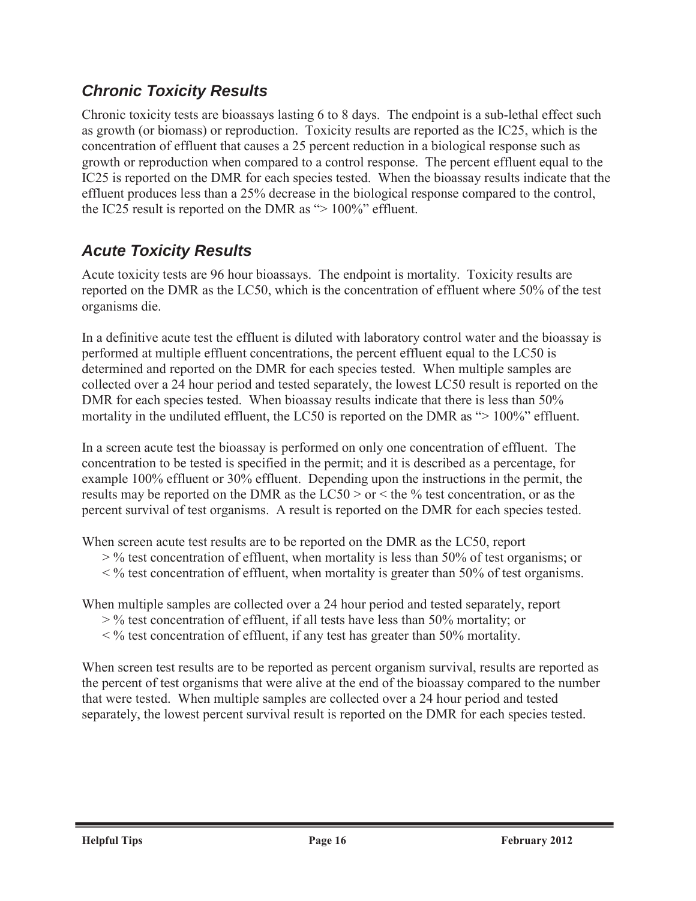## *Chronic Toxicity Results*

Chronic toxicity tests are bioassays lasting 6 to 8 days. The endpoint is a sub-lethal effect such as growth (or biomass) or reproduction. Toxicity results are reported as the IC25, which is the concentration of effluent that causes a 25 percent reduction in a biological response such as growth or reproduction when compared to a control response. The percent effluent equal to the IC25 is reported on the DMR for each species tested. When the bioassay results indicate that the effluent produces less than a 25% decrease in the biological response compared to the control, the IC25 result is reported on the DMR as "> 100%" effluent.

## *Acute Toxicity Results*

Acute toxicity tests are 96 hour bioassays. The endpoint is mortality. Toxicity results are reported on the DMR as the LC50, which is the concentration of effluent where 50% of the test organisms die.

In a definitive acute test the effluent is diluted with laboratory control water and the bioassay is performed at multiple effluent concentrations, the percent effluent equal to the LC50 is determined and reported on the DMR for each species tested. When multiple samples are collected over a 24 hour period and tested separately, the lowest LC50 result is reported on the DMR for each species tested. When bioassay results indicate that there is less than 50% mortality in the undiluted effluent, the LC50 is reported on the DMR as "> 100%" effluent.

In a screen acute test the bioassay is performed on only one concentration of effluent. The concentration to be tested is specified in the permit; and it is described as a percentage, for example 100% effluent or 30% effluent. Depending upon the instructions in the permit, the results may be reported on the DMR as the LC50 > or < the % test concentration, or as the percent survival of test organisms. A result is reported on the DMR for each species tested.

When screen acute test results are to be reported on the DMR as the LC50, report

> > % test concentration of effluent, when mortality is less than 50% of test organisms; or
> < % test concentration of effluent, when mortality is greater than 50% of test organisms.

When multiple samples are collected over a 24 hour period and tested separately, report

> > % test concentration of effluent, if all tests have less than 50% mortality; or
> < % test concentration of effluent, if any test has greater than 50% mortality.

When screen test results are to be reported as percent organism survival, results are reported as the percent of test organisms that were alive at the end of the bioassay compared to the number that were tested. When multiple samples are collected over a 24 hour period and tested separately, the lowest percent survival result is reported on the DMR for each species tested.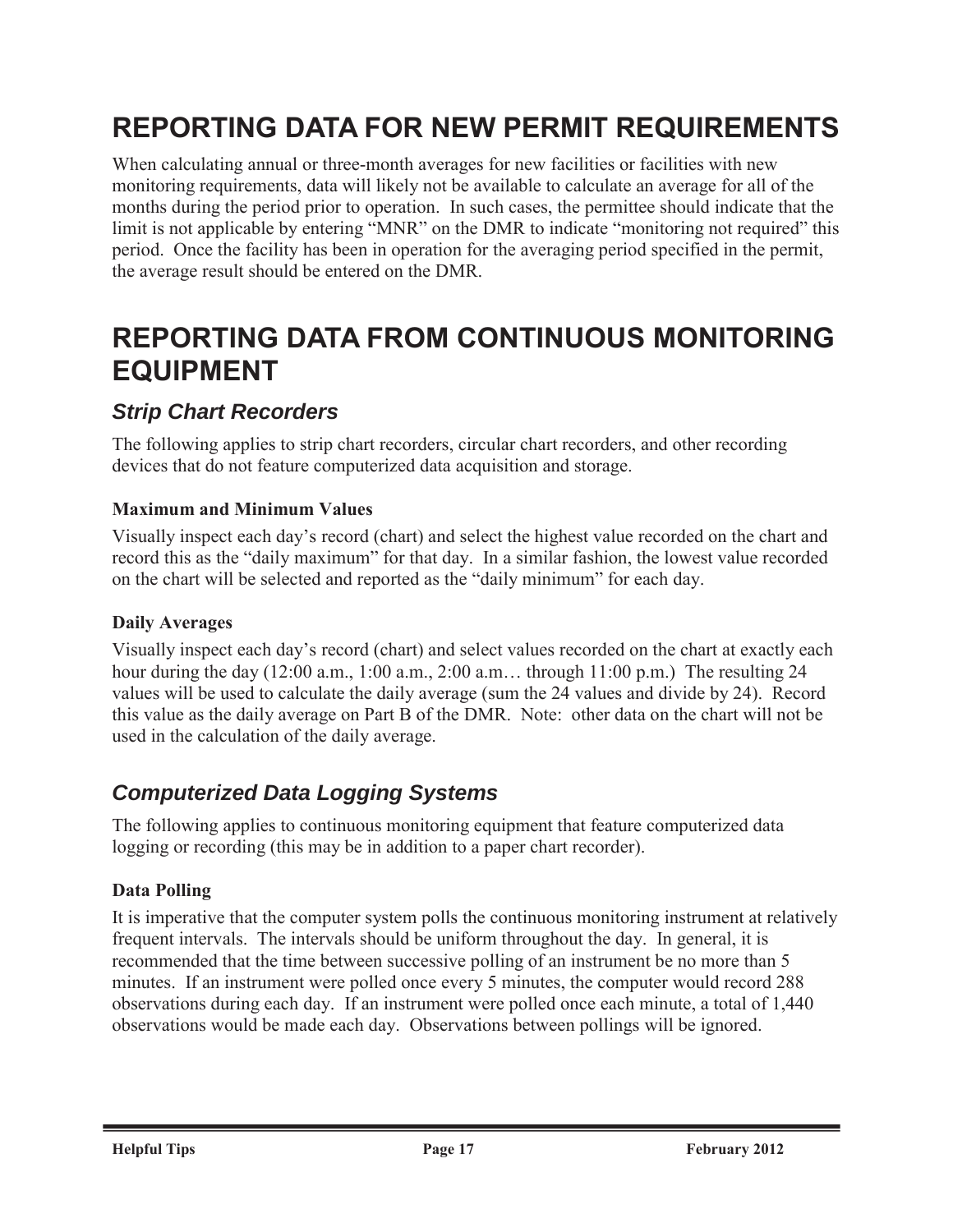# REPORTING DATA FOR NEW PERMIT REQUIREMENTS

When calculating annual or three-month averages for new facilities or facilities with new monitoring requirements, data will likely not be available to calculate an average for all of the months during the period prior to operation. In such cases, the permittee should indicate that the limit is not applicable by entering "MNR" on the DMR to indicate "monitoring not required" this period. Once the facility has been in operation for the averaging period specified in the permit, the average result should be entered on the DMR.

# REPORTING DATA FROM CONTINUOUS MONITORING EQUIPMENT

## *Strip Chart Recorders*

The following applies to strip chart recorders, circular chart recorders, and other recording devices that do not feature computerized data acquisition and storage.

### Maximum and Minimum Values

Visually inspect each day's record (chart) and select the highest value recorded on the chart and record this as the "daily maximum" for that day. In a similar fashion, the lowest value recorded on the chart will be selected and reported as the "daily minimum" for each day.

### Daily Averages

Visually inspect each day's record (chart) and select values recorded on the chart at exactly each hour during the day (12:00 a.m., 1:00 a.m., 2:00 a.m… through 11:00 p.m.) The resulting 24 values will be used to calculate the daily average (sum the 24 values and divide by 24). Record this value as the daily average on Part B of the DMR. Note: other data on the chart will not be used in the calculation of the daily average.

## *Computerized Data Logging Systems*

The following applies to continuous monitoring equipment that feature computerized data logging or recording (this may be in addition to a paper chart recorder).

### Data Polling

It is imperative that the computer system polls the continuous monitoring instrument at relatively frequent intervals. The intervals should be uniform throughout the day. In general, it is recommended that the time between successive polling of an instrument be no more than 5 minutes. If an instrument were polled once every 5 minutes, the computer would record 288 observations during each day. If an instrument were polled once each minute, a total of 1,440 observations would be made each day. Observations between pollings will be ignored.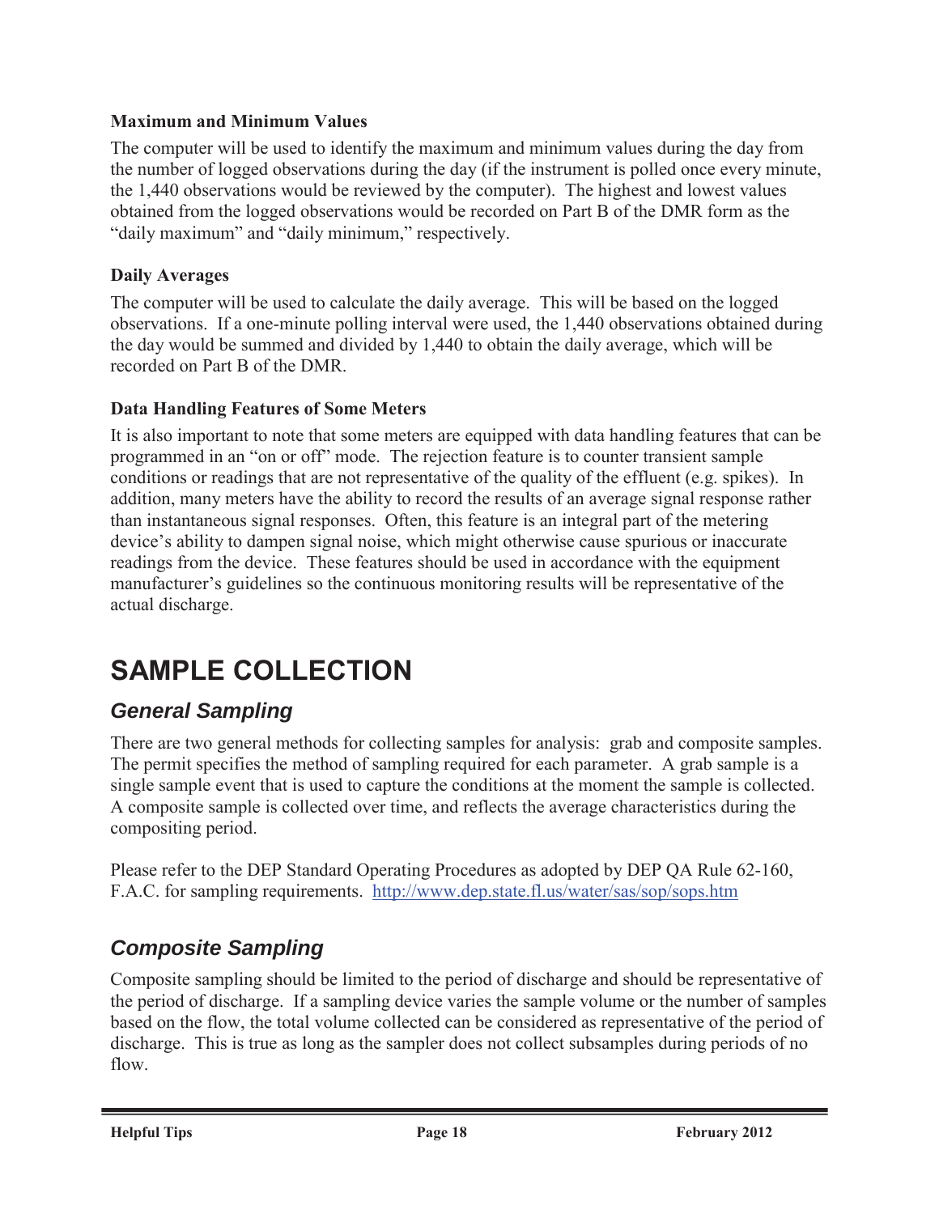### Maximum and Minimum Values

The computer will be used to identify the maximum and minimum values during the day from the number of logged observations during the day (if the instrument is polled once every minute, the 1,440 observations would be reviewed by the computer). The highest and lowest values obtained from the logged observations would be recorded on Part B of the DMR form as the "daily maximum" and "daily minimum," respectively.

### Daily Averages

The computer will be used to calculate the daily average. This will be based on the logged observations. If a one-minute polling interval were used, the 1,440 observations obtained during the day would be summed and divided by 1,440 to obtain the daily average, which will be recorded on Part B of the DMR.

### Data Handling Features of Some Meters

It is also important to note that some meters are equipped with data handling features that can be programmed in an "on or off" mode. The rejection feature is to counter transient sample conditions or readings that are not representative of the quality of the effluent (e.g. spikes). In addition, many meters have the ability to record the results of an average signal response rather than instantaneous signal responses. Often, this feature is an integral part of the metering device's ability to dampen signal noise, which might otherwise cause spurious or inaccurate readings from the device. These features should be used in accordance with the equipment manufacturer's guidelines so the continuous monitoring results will be representative of the actual discharge.

# SAMPLE COLLECTION

## *General Sampling*

There are two general methods for collecting samples for analysis: grab and composite samples. The permit specifies the method of sampling required for each parameter. A grab sample is a single sample event that is used to capture the conditions at the moment the sample is collected. A composite sample is collected over time, and reflects the average characteristics during the compositing period.

Please refer to the DEP Standard Operating Procedures as adopted by DEP QA Rule 62-160, F.A.C. for sampling requirements. http://www.dep.state.fl.us/water/sas/sop/sops.htm

## *Composite Sampling*

Composite sampling should be limited to the period of discharge and should be representative of the period of discharge. If a sampling device varies the sample volume or the number of samples based on the flow, the total volume collected can be considered as representative of the period of discharge. This is true as long as the sampler does not collect subsamples during periods of no flow.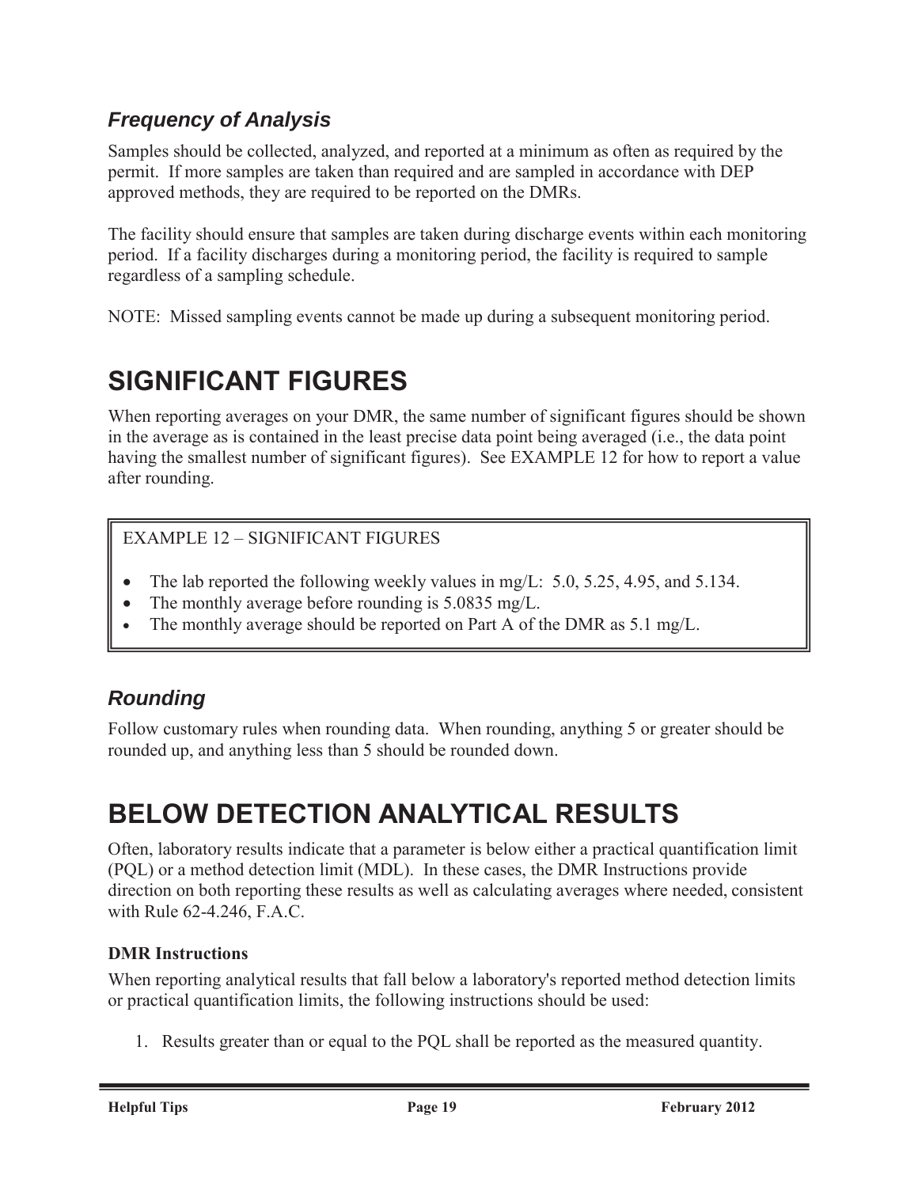### *Frequency of Analysis*

Samples should be collected, analyzed, and reported at a minimum as often as required by the permit. If more samples are taken than required and are sampled in accordance with DEP approved methods, they are required to be reported on the DMRs.

The facility should ensure that samples are taken during discharge events within each monitoring period. If a facility discharges during a monitoring period, the facility is required to sample regardless of a sampling schedule.

NOTE: Missed sampling events cannot be made up during a subsequent monitoring period.

## SIGNIFICANT FIGURES

When reporting averages on your DMR, the same number of significant figures should be shown in the average as is contained in the least precise data point being averaged (i.e., the data point having the smallest number of significant figures). See EXAMPLE 12 for how to report a value after rounding.

> EXAMPLE 12 – SIGNIFICANT FIGURES
>
> - The lab reported the following weekly values in mg/L: 5.0, 5.25, 4.95, and 5.134.
> - The monthly average before rounding is 5.0835 mg/L.
> - The monthly average should be reported on Part A of the DMR as 5.1 mg/L.

### *Rounding*

Follow customary rules when rounding data. When rounding, anything 5 or greater should be rounded up, and anything less than 5 should be rounded down.

## BELOW DETECTION ANALYTICAL RESULTS

Often, laboratory results indicate that a parameter is below either a practical quantification limit (PQL) or a method detection limit (MDL). In these cases, the DMR Instructions provide direction on both reporting these results as well as calculating averages where needed, consistent with Rule 62-4.246, F.A.C.

**DMR Instructions**

When reporting analytical results that fall below a laboratory's reported method detection limits or practical quantification limits, the following instructions should be used:

1. Results greater than or equal to the PQL shall be reported as the measured quantity.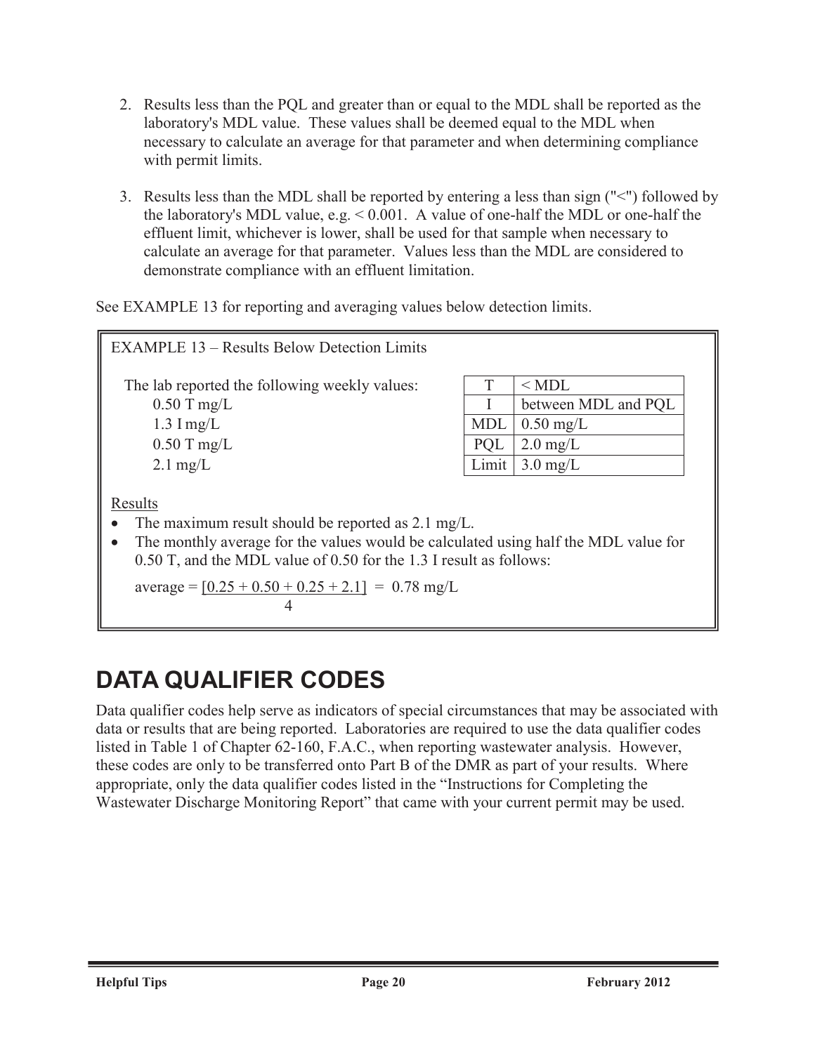2. Results less than the PQL and greater than or equal to the MDL shall be reported as the laboratory's MDL value. These values shall be deemed equal to the MDL when necessary to calculate an average for that parameter and when determining compliance with permit limits.

3. Results less than the MDL shall be reported by entering a less than sign ("<") followed by the laboratory's MDL value, e.g. < 0.001. A value of one-half the MDL or one-half the effluent limit, whichever is lower, shall be used for that sample when necessary to calculate an average for that parameter. Values less than the MDL are considered to demonstrate compliance with an effluent limitation.

See EXAMPLE 13 for reporting and averaging values below detection limits.

> EXAMPLE 13 – Results Below Detection Limits
>
> The lab reported the following weekly values:
>
> 0.50 T mg/L
> 1.3 I mg/L
> 0.50 T mg/L
> 2.1 mg/L
>
> | | |
> |---|---|
> | T | < MDL |
> | I | between MDL and PQL |
> | MDL | 0.50 mg/L |
> | PQL | 2.0 mg/L |
> | Limit | 3.0 mg/L |
>
> Results
>
> - The maximum result should be reported as 2.1 mg/L.
> - The monthly average for the values would be calculated using half the MDL value for 0.50 T, and the MDL value of 0.50 for the 1.3 I result as follows:
>
> $$\text{average} = \frac{[0.25 + 0.50 + 0.25 + 2.1]}{4} = 0.78 \text{ mg/L}$$

# DATA QUALIFIER CODES

Data qualifier codes help serve as indicators of special circumstances that may be associated with data or results that are being reported. Laboratories are required to use the data qualifier codes listed in Table 1 of Chapter 62-160, F.A.C., when reporting wastewater analysis. However, these codes are only to be transferred onto Part B of the DMR as part of your results. Where appropriate, only the data qualifier codes listed in the "Instructions for Completing the Wastewater Discharge Monitoring Report" that came with your current permit may be used.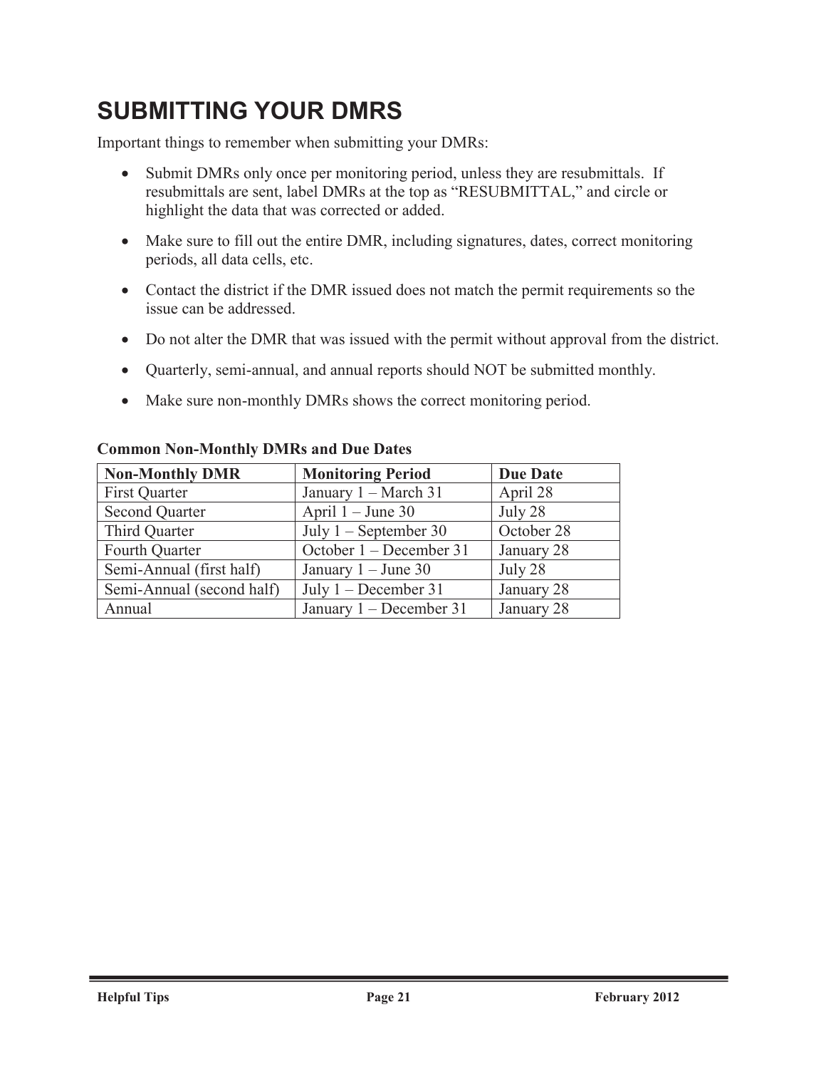# SUBMITTING YOUR DMRS

Important things to remember when submitting your DMRs:

- Submit DMRs only once per monitoring period, unless they are resubmittals. If resubmittals are sent, label DMRs at the top as "RESUBMITTAL," and circle or highlight the data that was corrected or added.
- Make sure to fill out the entire DMR, including signatures, dates, correct monitoring periods, all data cells, etc.
- Contact the district if the DMR issued does not match the permit requirements so the issue can be addressed.
- Do not alter the DMR that was issued with the permit without approval from the district.
- Quarterly, semi-annual, and annual reports should NOT be submitted monthly.
- Make sure non-monthly DMRs shows the correct monitoring period.

**Common Non-Monthly DMRs and Due Dates**

| Non-Monthly DMR | Monitoring Period | Due Date |
|---|---|---|
| First Quarter | January 1 – March 31 | April 28 |
| Second Quarter | April 1 – June 30 | July 28 |
| Third Quarter | July 1 – September 30 | October 28 |
| Fourth Quarter | October 1 – December 31 | January 28 |
| Semi-Annual (first half) | January 1 – June 30 | July 28 |
| Semi-Annual (second half) | July 1 – December 31 | January 28 |
| Annual | January 1 – December 31 | January 28 |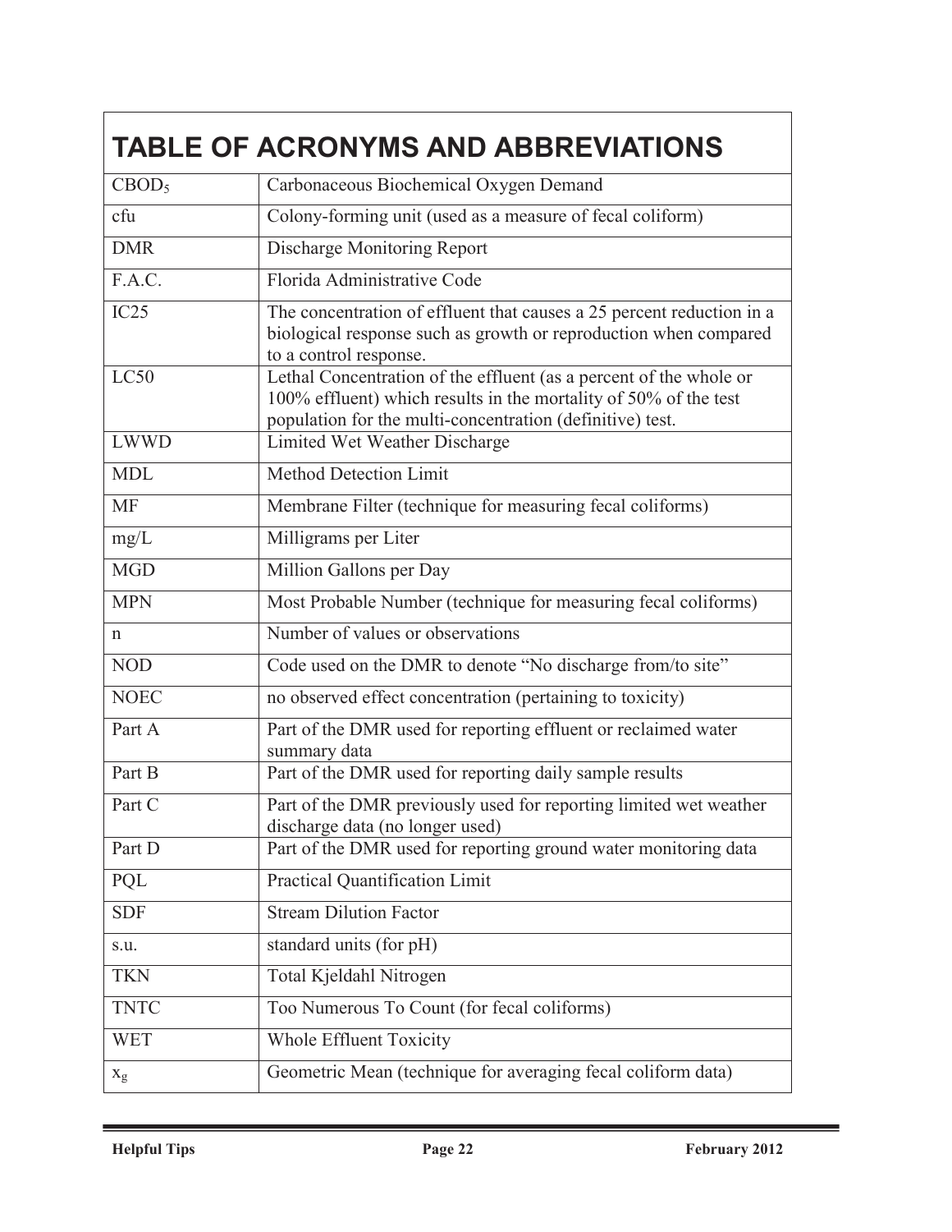# TABLE OF ACRONYMS AND ABBREVIATIONS

| | |
|---|---|
| $CBOD_5$ | Carbonaceous Biochemical Oxygen Demand |
| cfu | Colony-forming unit (used as a measure of fecal coliform) |
| DMR | Discharge Monitoring Report |
| F.A.C. | Florida Administrative Code |
| IC25 | The concentration of effluent that causes a 25 percent reduction in a biological response such as growth or reproduction when compared to a control response. |
| LC50 | Lethal Concentration of the effluent (as a percent of the whole or 100% effluent) which results in the mortality of 50% of the test population for the multi-concentration (definitive) test. |
| LWWD | Limited Wet Weather Discharge |
| MDL | Method Detection Limit |
| MF | Membrane Filter (technique for measuring fecal coliforms) |
| mg/L | Milligrams per Liter |
| MGD | Million Gallons per Day |
| MPN | Most Probable Number (technique for measuring fecal coliforms) |
| n | Number of values or observations |
| NOD | Code used on the DMR to denote "No discharge from/to site" |
| NOEC | no observed effect concentration (pertaining to toxicity) |
| Part A | Part of the DMR used for reporting effluent or reclaimed water summary data |
| Part B | Part of the DMR used for reporting daily sample results |
| Part C | Part of the DMR previously used for reporting limited wet weather discharge data (no longer used) |
| Part D | Part of the DMR used for reporting ground water monitoring data |
| PQL | Practical Quantification Limit |
| SDF | Stream Dilution Factor |
| s.u. | standard units (for pH) |
| TKN | Total Kjeldahl Nitrogen |
| TNTC | Too Numerous To Count (for fecal coliforms) |
| WET | Whole Effluent Toxicity |
| $x_g$ | Geometric Mean (technique for averaging fecal coliform data) |